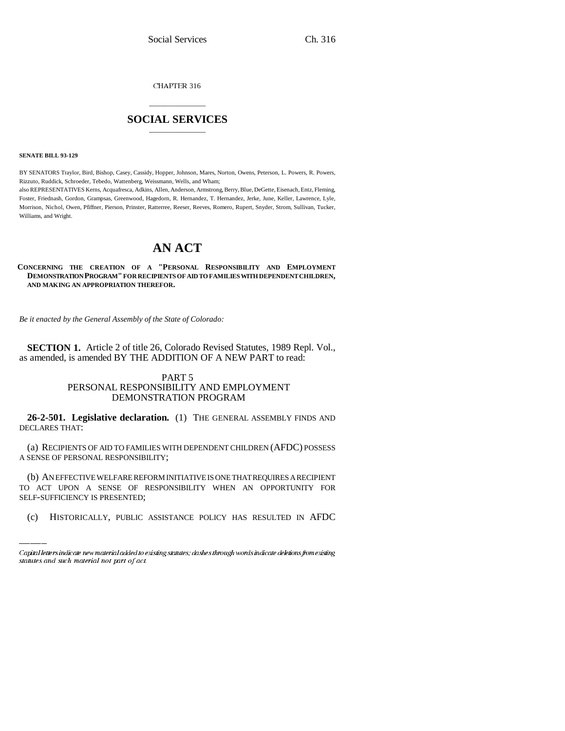CHAPTER 316

# SOCIAL SERVICES

**SENATE BILL 93-129**

BY SENATORS Traylor, Bird, Bishop, Casey, Cassidy, Hopper, Johnson, Mares, Norton, Owens, Peterson, L. Powers, R. Powers, Rizzuto, Ruddick, Schroeder, Tebedo, Wattenberg, Weissmann, Wells, and Wham;

also REPRESENTATIVES Kerns, Acquafresca, Adkins, Allen, Anderson, Armstrong, Berry, Blue, DeGette, Eisenach, Entz, Fleming, Foster, Friednash, Gordon, Grampsas, Greenwood, Hagedorn, R. Hernandez, T. Hernandez, Jerke, June, Keller, Lawrence, Lyle, Morrison, Nichol, Owen, Pfiffner, Pierson, Prinster, Ratterree, Reeser, Reeves, Romero, Rupert, Snyder, Strom, Sullivan, Tucker, Williams, and Wright.

## AN ACT

**CONCERNING THE CREATION OF A "PERSONAL RESPONSIBILITY AND EMPLOYMENT DEMONSTRATION PROGRAM" FOR RECIPIENTS OF AID TO FAMILIES WITH DEPENDENT CHILDREN, AND MAKING AN APPROPRIATION THEREFOR.**

*Be it enacted by the General Assembly of the State of Colorado:*

**SECTION 1.** Article 2 of title 26, Colorado Revised Statutes, 1989 Repl. Vol., as amended, is amended BY THE ADDITION OF A NEW PART to read:

PART 5
PERSONAL RESPONSIBILITY AND EMPLOYMENT DEMONSTRATION PROGRAM

**26-2-501. Legislative declaration.** (1) THE GENERAL ASSEMBLY FINDS AND DECLARES THAT:

(a) RECIPIENTS OF AID TO FAMILIES WITH DEPENDENT CHILDREN (AFDC) POSSESS A SENSE OF PERSONAL RESPONSIBILITY;

(b) AN EFFECTIVE WELFARE REFORM INITIATIVE IS ONE THAT REQUIRES A RECIPIENT TO ACT UPON A SENSE OF RESPONSIBILITY WHEN AN OPPORTUNITY FOR SELF-SUFFICIENCY IS PRESENTED;

(c) HISTORICALLY, PUBLIC ASSISTANCE POLICY HAS RESULTED IN AFDC

Capital letters indicate new material added to existing statutes; dashes through words indicate deletions from existing statutes and such material not part of act.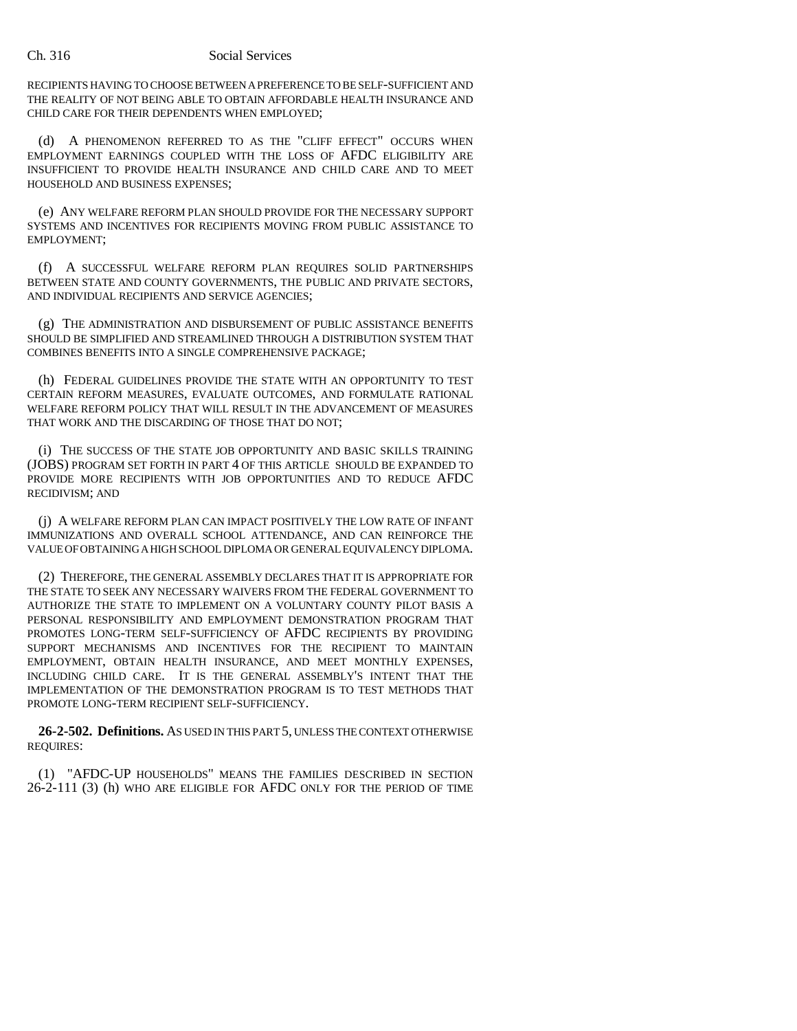RECIPIENTS HAVING TO CHOOSE BETWEEN A PREFERENCE TO BE SELF-SUFFICIENT AND THE REALITY OF NOT BEING ABLE TO OBTAIN AFFORDABLE HEALTH INSURANCE AND CHILD CARE FOR THEIR DEPENDENTS WHEN EMPLOYED;

(d) A PHENOMENON REFERRED TO AS THE "CLIFF EFFECT" OCCURS WHEN EMPLOYMENT EARNINGS COUPLED WITH THE LOSS OF AFDC ELIGIBILITY ARE INSUFFICIENT TO PROVIDE HEALTH INSURANCE AND CHILD CARE AND TO MEET HOUSEHOLD AND BUSINESS EXPENSES;

(e) ANY WELFARE REFORM PLAN SHOULD PROVIDE FOR THE NECESSARY SUPPORT SYSTEMS AND INCENTIVES FOR RECIPIENTS MOVING FROM PUBLIC ASSISTANCE TO EMPLOYMENT;

(f) A SUCCESSFUL WELFARE REFORM PLAN REQUIRES SOLID PARTNERSHIPS BETWEEN STATE AND COUNTY GOVERNMENTS, THE PUBLIC AND PRIVATE SECTORS, AND INDIVIDUAL RECIPIENTS AND SERVICE AGENCIES;

(g) THE ADMINISTRATION AND DISBURSEMENT OF PUBLIC ASSISTANCE BENEFITS SHOULD BE SIMPLIFIED AND STREAMLINED THROUGH A DISTRIBUTION SYSTEM THAT COMBINES BENEFITS INTO A SINGLE COMPREHENSIVE PACKAGE;

(h) FEDERAL GUIDELINES PROVIDE THE STATE WITH AN OPPORTUNITY TO TEST CERTAIN REFORM MEASURES, EVALUATE OUTCOMES, AND FORMULATE RATIONAL WELFARE REFORM POLICY THAT WILL RESULT IN THE ADVANCEMENT OF MEASURES THAT WORK AND THE DISCARDING OF THOSE THAT DO NOT;

(i) THE SUCCESS OF THE STATE JOB OPPORTUNITY AND BASIC SKILLS TRAINING (JOBS) PROGRAM SET FORTH IN PART 4 OF THIS ARTICLE SHOULD BE EXPANDED TO PROVIDE MORE RECIPIENTS WITH JOB OPPORTUNITIES AND TO REDUCE AFDC RECIDIVISM; AND

(j) A WELFARE REFORM PLAN CAN IMPACT POSITIVELY THE LOW RATE OF INFANT IMMUNIZATIONS AND OVERALL SCHOOL ATTENDANCE, AND CAN REINFORCE THE VALUE OF OBTAINING A HIGH SCHOOL DIPLOMA OR GENERAL EQUIVALENCY DIPLOMA.

(2) THEREFORE, THE GENERAL ASSEMBLY DECLARES THAT IT IS APPROPRIATE FOR THE STATE TO SEEK ANY NECESSARY WAIVERS FROM THE FEDERAL GOVERNMENT TO AUTHORIZE THE STATE TO IMPLEMENT ON A VOLUNTARY COUNTY PILOT BASIS A PERSONAL RESPONSIBILITY AND EMPLOYMENT DEMONSTRATION PROGRAM THAT PROMOTES LONG-TERM SELF-SUFFICIENCY OF AFDC RECIPIENTS BY PROVIDING SUPPORT MECHANISMS AND INCENTIVES FOR THE RECIPIENT TO MAINTAIN EMPLOYMENT, OBTAIN HEALTH INSURANCE, AND MEET MONTHLY EXPENSES, INCLUDING CHILD CARE. IT IS THE GENERAL ASSEMBLY'S INTENT THAT THE IMPLEMENTATION OF THE DEMONSTRATION PROGRAM IS TO TEST METHODS THAT PROMOTE LONG-TERM RECIPIENT SELF-SUFFICIENCY.

**26-2-502. Definitions.** AS USED IN THIS PART 5, UNLESS THE CONTEXT OTHERWISE REQUIRES:

(1) "AFDC-UP HOUSEHOLDS" MEANS THE FAMILIES DESCRIBED IN SECTION 26-2-111 (3) (h) WHO ARE ELIGIBLE FOR AFDC ONLY FOR THE PERIOD OF TIME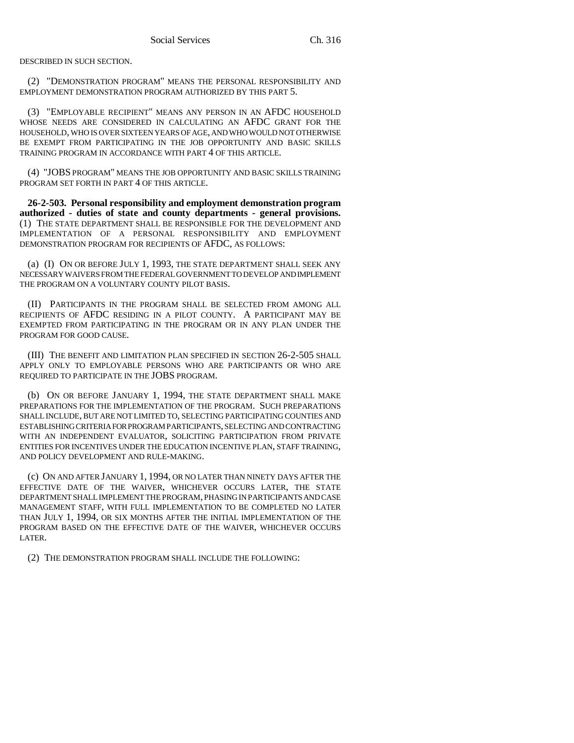DESCRIBED IN SUCH SECTION.

(2) "DEMONSTRATION PROGRAM" MEANS THE PERSONAL RESPONSIBILITY AND EMPLOYMENT DEMONSTRATION PROGRAM AUTHORIZED BY THIS PART 5.

(3) "EMPLOYABLE RECIPIENT" MEANS ANY PERSON IN AN AFDC HOUSEHOLD WHOSE NEEDS ARE CONSIDERED IN CALCULATING AN AFDC GRANT FOR THE HOUSEHOLD, WHO IS OVER SIXTEEN YEARS OF AGE, AND WHO WOULD NOT OTHERWISE BE EXEMPT FROM PARTICIPATING IN THE JOB OPPORTUNITY AND BASIC SKILLS TRAINING PROGRAM IN ACCORDANCE WITH PART 4 OF THIS ARTICLE.

(4) "JOBS PROGRAM" MEANS THE JOB OPPORTUNITY AND BASIC SKILLS TRAINING PROGRAM SET FORTH IN PART 4 OF THIS ARTICLE.

**26-2-503. Personal responsibility and employment demonstration program authorized - duties of state and county departments - general provisions.** (1) THE STATE DEPARTMENT SHALL BE RESPONSIBLE FOR THE DEVELOPMENT AND IMPLEMENTATION OF A PERSONAL RESPONSIBILITY AND EMPLOYMENT DEMONSTRATION PROGRAM FOR RECIPIENTS OF AFDC, AS FOLLOWS:

(a) (I) ON OR BEFORE JULY 1, 1993, THE STATE DEPARTMENT SHALL SEEK ANY NECESSARY WAIVERS FROM THE FEDERAL GOVERNMENT TO DEVELOP AND IMPLEMENT THE PROGRAM ON A VOLUNTARY COUNTY PILOT BASIS.

(II) PARTICIPANTS IN THE PROGRAM SHALL BE SELECTED FROM AMONG ALL RECIPIENTS OF AFDC RESIDING IN A PILOT COUNTY. A PARTICIPANT MAY BE EXEMPTED FROM PARTICIPATING IN THE PROGRAM OR IN ANY PLAN UNDER THE PROGRAM FOR GOOD CAUSE.

(III) THE BENEFIT AND LIMITATION PLAN SPECIFIED IN SECTION 26-2-505 SHALL APPLY ONLY TO EMPLOYABLE PERSONS WHO ARE PARTICIPANTS OR WHO ARE REQUIRED TO PARTICIPATE IN THE JOBS PROGRAM.

(b) ON OR BEFORE JANUARY 1, 1994, THE STATE DEPARTMENT SHALL MAKE PREPARATIONS FOR THE IMPLEMENTATION OF THE PROGRAM. SUCH PREPARATIONS SHALL INCLUDE, BUT ARE NOT LIMITED TO, SELECTING PARTICIPATING COUNTIES AND ESTABLISHING CRITERIA FOR PROGRAM PARTICIPANTS, SELECTING AND CONTRACTING WITH AN INDEPENDENT EVALUATOR, SOLICITING PARTICIPATION FROM PRIVATE ENTITIES FOR INCENTIVES UNDER THE EDUCATION INCENTIVE PLAN, STAFF TRAINING, AND POLICY DEVELOPMENT AND RULE-MAKING.

(c) ON AND AFTER JANUARY 1, 1994, OR NO LATER THAN NINETY DAYS AFTER THE EFFECTIVE DATE OF THE WAIVER, WHICHEVER OCCURS LATER, THE STATE DEPARTMENT SHALL IMPLEMENT THE PROGRAM, PHASING IN PARTICIPANTS AND CASE MANAGEMENT STAFF, WITH FULL IMPLEMENTATION TO BE COMPLETED NO LATER THAN JULY 1, 1994, OR SIX MONTHS AFTER THE INITIAL IMPLEMENTATION OF THE PROGRAM BASED ON THE EFFECTIVE DATE OF THE WAIVER, WHICHEVER OCCURS LATER.

(2) THE DEMONSTRATION PROGRAM SHALL INCLUDE THE FOLLOWING: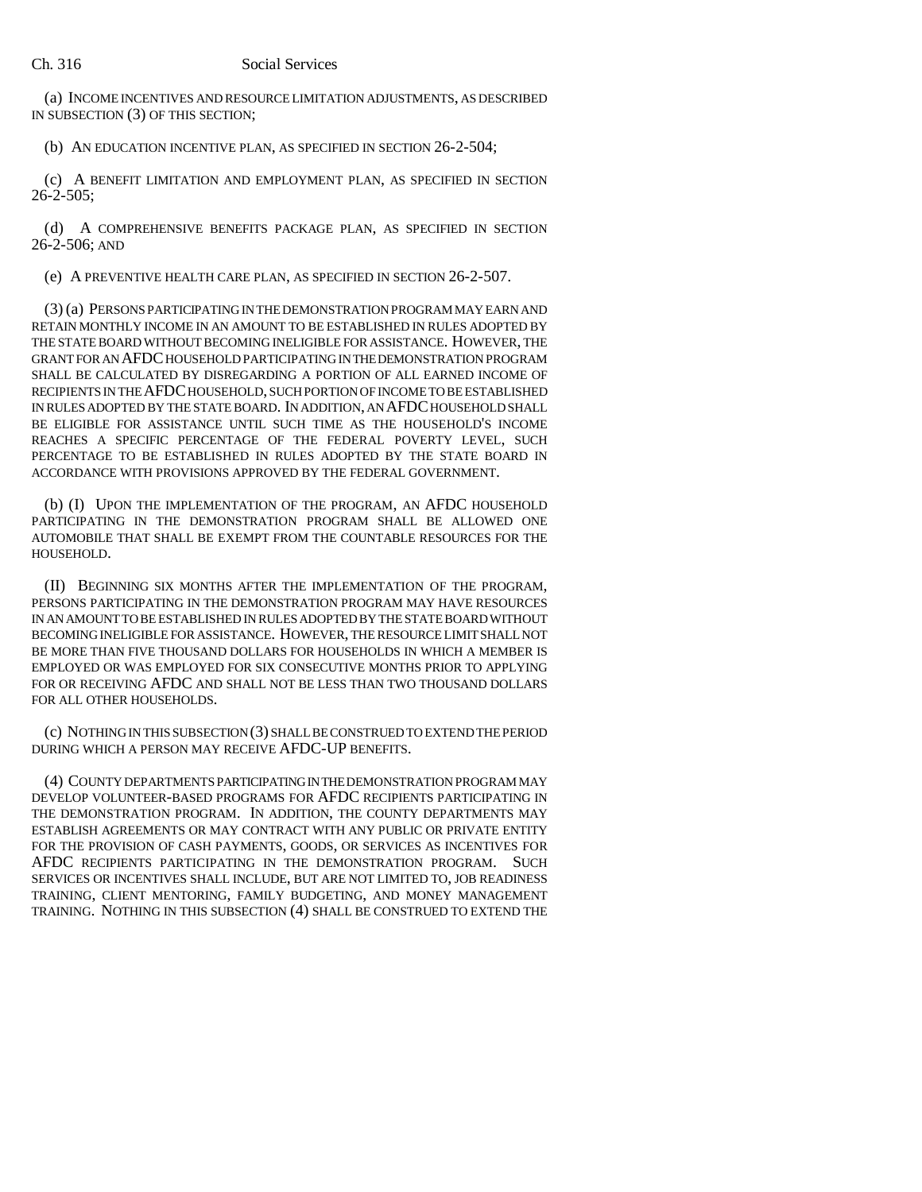(a) INCOME INCENTIVES AND RESOURCE LIMITATION ADJUSTMENTS, AS DESCRIBED IN SUBSECTION (3) OF THIS SECTION;

(b) AN EDUCATION INCENTIVE PLAN, AS SPECIFIED IN SECTION 26-2-504;

(c) A BENEFIT LIMITATION AND EMPLOYMENT PLAN, AS SPECIFIED IN SECTION 26-2-505;

(d) A COMPREHENSIVE BENEFITS PACKAGE PLAN, AS SPECIFIED IN SECTION 26-2-506; AND

(e) A PREVENTIVE HEALTH CARE PLAN, AS SPECIFIED IN SECTION 26-2-507.

(3) (a) PERSONS PARTICIPATING IN THE DEMONSTRATION PROGRAM MAY EARN AND RETAIN MONTHLY INCOME IN AN AMOUNT TO BE ESTABLISHED IN RULES ADOPTED BY THE STATE BOARD WITHOUT BECOMING INELIGIBLE FOR ASSISTANCE. HOWEVER, THE GRANT FOR AN AFDC HOUSEHOLD PARTICIPATING IN THE DEMONSTRATION PROGRAM SHALL BE CALCULATED BY DISREGARDING A PORTION OF ALL EARNED INCOME OF RECIPIENTS IN THE AFDC HOUSEHOLD, SUCH PORTION OF INCOME TO BE ESTABLISHED IN RULES ADOPTED BY THE STATE BOARD. IN ADDITION, AN AFDC HOUSEHOLD SHALL BE ELIGIBLE FOR ASSISTANCE UNTIL SUCH TIME AS THE HOUSEHOLD'S INCOME REACHES A SPECIFIC PERCENTAGE OF THE FEDERAL POVERTY LEVEL, SUCH PERCENTAGE TO BE ESTABLISHED IN RULES ADOPTED BY THE STATE BOARD IN ACCORDANCE WITH PROVISIONS APPROVED BY THE FEDERAL GOVERNMENT.

(b) (I) UPON THE IMPLEMENTATION OF THE PROGRAM, AN AFDC HOUSEHOLD PARTICIPATING IN THE DEMONSTRATION PROGRAM SHALL BE ALLOWED ONE AUTOMOBILE THAT SHALL BE EXEMPT FROM THE COUNTABLE RESOURCES FOR THE HOUSEHOLD.

(II) BEGINNING SIX MONTHS AFTER THE IMPLEMENTATION OF THE PROGRAM, PERSONS PARTICIPATING IN THE DEMONSTRATION PROGRAM MAY HAVE RESOURCES IN AN AMOUNT TO BE ESTABLISHED IN RULES ADOPTED BY THE STATE BOARD WITHOUT BECOMING INELIGIBLE FOR ASSISTANCE. HOWEVER, THE RESOURCE LIMIT SHALL NOT BE MORE THAN FIVE THOUSAND DOLLARS FOR HOUSEHOLDS IN WHICH A MEMBER IS EMPLOYED OR WAS EMPLOYED FOR SIX CONSECUTIVE MONTHS PRIOR TO APPLYING FOR OR RECEIVING AFDC AND SHALL NOT BE LESS THAN TWO THOUSAND DOLLARS FOR ALL OTHER HOUSEHOLDS.

(c) NOTHING IN THIS SUBSECTION (3) SHALL BE CONSTRUED TO EXTEND THE PERIOD DURING WHICH A PERSON MAY RECEIVE AFDC-UP BENEFITS.

(4) COUNTY DEPARTMENTS PARTICIPATING IN THE DEMONSTRATION PROGRAM MAY DEVELOP VOLUNTEER-BASED PROGRAMS FOR AFDC RECIPIENTS PARTICIPATING IN THE DEMONSTRATION PROGRAM. IN ADDITION, THE COUNTY DEPARTMENTS MAY ESTABLISH AGREEMENTS OR MAY CONTRACT WITH ANY PUBLIC OR PRIVATE ENTITY FOR THE PROVISION OF CASH PAYMENTS, GOODS, OR SERVICES AS INCENTIVES FOR AFDC RECIPIENTS PARTICIPATING IN THE DEMONSTRATION PROGRAM. SUCH SERVICES OR INCENTIVES SHALL INCLUDE, BUT ARE NOT LIMITED TO, JOB READINESS TRAINING, CLIENT MENTORING, FAMILY BUDGETING, AND MONEY MANAGEMENT TRAINING. NOTHING IN THIS SUBSECTION (4) SHALL BE CONSTRUED TO EXTEND THE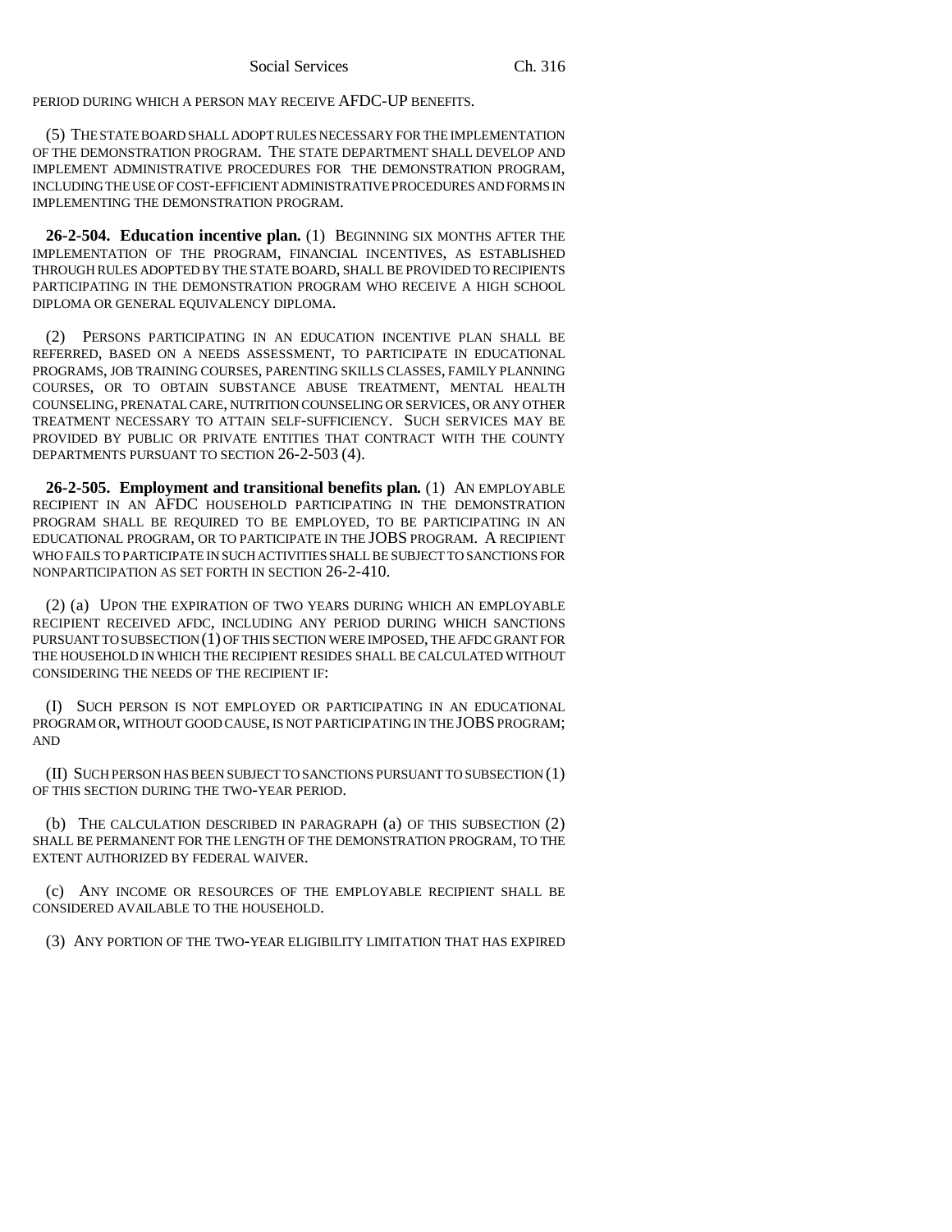PERIOD DURING WHICH A PERSON MAY RECEIVE AFDC-UP BENEFITS.

(5) THE STATE BOARD SHALL ADOPT RULES NECESSARY FOR THE IMPLEMENTATION OF THE DEMONSTRATION PROGRAM. THE STATE DEPARTMENT SHALL DEVELOP AND IMPLEMENT ADMINISTRATIVE PROCEDURES FOR THE DEMONSTRATION PROGRAM, INCLUDING THE USE OF COST-EFFICIENT ADMINISTRATIVE PROCEDURES AND FORMS IN IMPLEMENTING THE DEMONSTRATION PROGRAM.

**26-2-504. Education incentive plan.** (1) BEGINNING SIX MONTHS AFTER THE IMPLEMENTATION OF THE PROGRAM, FINANCIAL INCENTIVES, AS ESTABLISHED THROUGH RULES ADOPTED BY THE STATE BOARD, SHALL BE PROVIDED TO RECIPIENTS PARTICIPATING IN THE DEMONSTRATION PROGRAM WHO RECEIVE A HIGH SCHOOL DIPLOMA OR GENERAL EQUIVALENCY DIPLOMA.

(2) PERSONS PARTICIPATING IN AN EDUCATION INCENTIVE PLAN SHALL BE REFERRED, BASED ON A NEEDS ASSESSMENT, TO PARTICIPATE IN EDUCATIONAL PROGRAMS, JOB TRAINING COURSES, PARENTING SKILLS CLASSES, FAMILY PLANNING COURSES, OR TO OBTAIN SUBSTANCE ABUSE TREATMENT, MENTAL HEALTH COUNSELING, PRENATAL CARE, NUTRITION COUNSELING OR SERVICES, OR ANY OTHER TREATMENT NECESSARY TO ATTAIN SELF-SUFFICIENCY. SUCH SERVICES MAY BE PROVIDED BY PUBLIC OR PRIVATE ENTITIES THAT CONTRACT WITH THE COUNTY DEPARTMENTS PURSUANT TO SECTION 26-2-503 (4).

**26-2-505. Employment and transitional benefits plan.** (1) AN EMPLOYABLE RECIPIENT IN AN AFDC HOUSEHOLD PARTICIPATING IN THE DEMONSTRATION PROGRAM SHALL BE REQUIRED TO BE EMPLOYED, TO BE PARTICIPATING IN AN EDUCATIONAL PROGRAM, OR TO PARTICIPATE IN THE JOBS PROGRAM. A RECIPIENT WHO FAILS TO PARTICIPATE IN SUCH ACTIVITIES SHALL BE SUBJECT TO SANCTIONS FOR NONPARTICIPATION AS SET FORTH IN SECTION 26-2-410.

(2) (a) UPON THE EXPIRATION OF TWO YEARS DURING WHICH AN EMPLOYABLE RECIPIENT RECEIVED AFDC, INCLUDING ANY PERIOD DURING WHICH SANCTIONS PURSUANT TO SUBSECTION (1) OF THIS SECTION WERE IMPOSED, THE AFDC GRANT FOR THE HOUSEHOLD IN WHICH THE RECIPIENT RESIDES SHALL BE CALCULATED WITHOUT CONSIDERING THE NEEDS OF THE RECIPIENT IF:

(I) SUCH PERSON IS NOT EMPLOYED OR PARTICIPATING IN AN EDUCATIONAL PROGRAM OR, WITHOUT GOOD CAUSE, IS NOT PARTICIPATING IN THE JOBS PROGRAM; AND

(II) SUCH PERSON HAS BEEN SUBJECT TO SANCTIONS PURSUANT TO SUBSECTION (1) OF THIS SECTION DURING THE TWO-YEAR PERIOD.

(b) THE CALCULATION DESCRIBED IN PARAGRAPH (a) OF THIS SUBSECTION (2) SHALL BE PERMANENT FOR THE LENGTH OF THE DEMONSTRATION PROGRAM, TO THE EXTENT AUTHORIZED BY FEDERAL WAIVER.

(c) ANY INCOME OR RESOURCES OF THE EMPLOYABLE RECIPIENT SHALL BE CONSIDERED AVAILABLE TO THE HOUSEHOLD.

(3) ANY PORTION OF THE TWO-YEAR ELIGIBILITY LIMITATION THAT HAS EXPIRED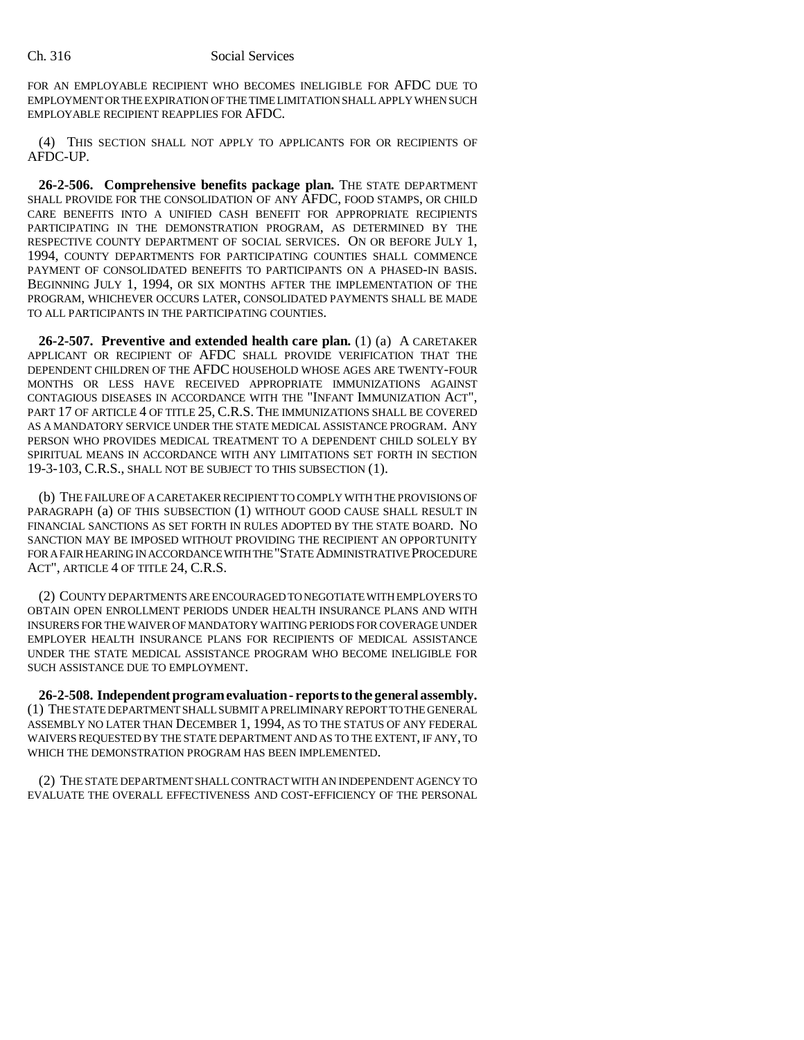FOR AN EMPLOYABLE RECIPIENT WHO BECOMES INELIGIBLE FOR AFDC DUE TO EMPLOYMENT OR THE EXPIRATION OF THE TIME LIMITATION SHALL APPLY WHEN SUCH EMPLOYABLE RECIPIENT REAPPLIES FOR AFDC.

(4) THIS SECTION SHALL NOT APPLY TO APPLICANTS FOR OR RECIPIENTS OF AFDC-UP.

**26-2-506. Comprehensive benefits package plan.** THE STATE DEPARTMENT SHALL PROVIDE FOR THE CONSOLIDATION OF ANY AFDC, FOOD STAMPS, OR CHILD CARE BENEFITS INTO A UNIFIED CASH BENEFIT FOR APPROPRIATE RECIPIENTS PARTICIPATING IN THE DEMONSTRATION PROGRAM, AS DETERMINED BY THE RESPECTIVE COUNTY DEPARTMENT OF SOCIAL SERVICES. ON OR BEFORE JULY 1, 1994, COUNTY DEPARTMENTS FOR PARTICIPATING COUNTIES SHALL COMMENCE PAYMENT OF CONSOLIDATED BENEFITS TO PARTICIPANTS ON A PHASED-IN BASIS. BEGINNING JULY 1, 1994, OR SIX MONTHS AFTER THE IMPLEMENTATION OF THE PROGRAM, WHICHEVER OCCURS LATER, CONSOLIDATED PAYMENTS SHALL BE MADE TO ALL PARTICIPANTS IN THE PARTICIPATING COUNTIES.

**26-2-507. Preventive and extended health care plan.** (1) (a) A CARETAKER APPLICANT OR RECIPIENT OF AFDC SHALL PROVIDE VERIFICATION THAT THE DEPENDENT CHILDREN OF THE AFDC HOUSEHOLD WHOSE AGES ARE TWENTY-FOUR MONTHS OR LESS HAVE RECEIVED APPROPRIATE IMMUNIZATIONS AGAINST CONTAGIOUS DISEASES IN ACCORDANCE WITH THE "INFANT IMMUNIZATION ACT", PART 17 OF ARTICLE 4 OF TITLE 25, C.R.S. THE IMMUNIZATIONS SHALL BE COVERED AS A MANDATORY SERVICE UNDER THE STATE MEDICAL ASSISTANCE PROGRAM. ANY PERSON WHO PROVIDES MEDICAL TREATMENT TO A DEPENDENT CHILD SOLELY BY SPIRITUAL MEANS IN ACCORDANCE WITH ANY LIMITATIONS SET FORTH IN SECTION 19-3-103, C.R.S., SHALL NOT BE SUBJECT TO THIS SUBSECTION (1).

(b) THE FAILURE OF A CARETAKER RECIPIENT TO COMPLY WITH THE PROVISIONS OF PARAGRAPH (a) OF THIS SUBSECTION (1) WITHOUT GOOD CAUSE SHALL RESULT IN FINANCIAL SANCTIONS AS SET FORTH IN RULES ADOPTED BY THE STATE BOARD. NO SANCTION MAY BE IMPOSED WITHOUT PROVIDING THE RECIPIENT AN OPPORTUNITY FOR A FAIR HEARING IN ACCORDANCE WITH THE "STATE ADMINISTRATIVE PROCEDURE ACT", ARTICLE 4 OF TITLE 24, C.R.S.

(2) COUNTY DEPARTMENTS ARE ENCOURAGED TO NEGOTIATE WITH EMPLOYERS TO OBTAIN OPEN ENROLLMENT PERIODS UNDER HEALTH INSURANCE PLANS AND WITH INSURERS FOR THE WAIVER OF MANDATORY WAITING PERIODS FOR COVERAGE UNDER EMPLOYER HEALTH INSURANCE PLANS FOR RECIPIENTS OF MEDICAL ASSISTANCE UNDER THE STATE MEDICAL ASSISTANCE PROGRAM WHO BECOME INELIGIBLE FOR SUCH ASSISTANCE DUE TO EMPLOYMENT.

**26-2-508. Independent program evaluation - reports to the general assembly.** (1) THE STATE DEPARTMENT SHALL SUBMIT A PRELIMINARY REPORT TO THE GENERAL ASSEMBLY NO LATER THAN DECEMBER 1, 1994, AS TO THE STATUS OF ANY FEDERAL WAIVERS REQUESTED BY THE STATE DEPARTMENT AND AS TO THE EXTENT, IF ANY, TO WHICH THE DEMONSTRATION PROGRAM HAS BEEN IMPLEMENTED.

(2) THE STATE DEPARTMENT SHALL CONTRACT WITH AN INDEPENDENT AGENCY TO EVALUATE THE OVERALL EFFECTIVENESS AND COST-EFFICIENCY OF THE PERSONAL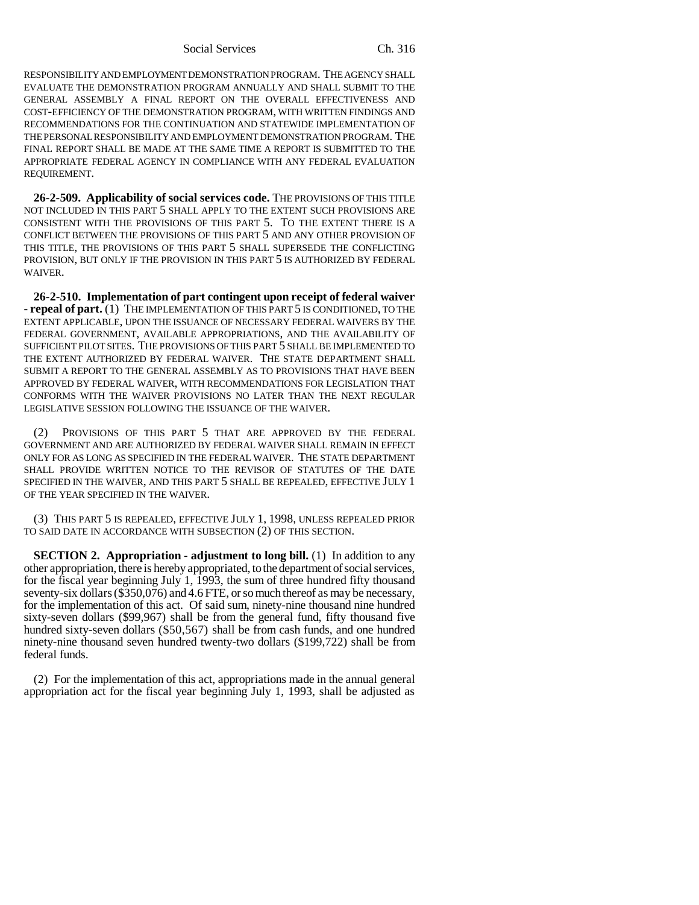RESPONSIBILITY AND EMPLOYMENT DEMONSTRATION PROGRAM. THE AGENCY SHALL EVALUATE THE DEMONSTRATION PROGRAM ANNUALLY AND SHALL SUBMIT TO THE GENERAL ASSEMBLY A FINAL REPORT ON THE OVERALL EFFECTIVENESS AND COST-EFFICIENCY OF THE DEMONSTRATION PROGRAM, WITH WRITTEN FINDINGS AND RECOMMENDATIONS FOR THE CONTINUATION AND STATEWIDE IMPLEMENTATION OF THE PERSONAL RESPONSIBILITY AND EMPLOYMENT DEMONSTRATION PROGRAM. THE FINAL REPORT SHALL BE MADE AT THE SAME TIME A REPORT IS SUBMITTED TO THE APPROPRIATE FEDERAL AGENCY IN COMPLIANCE WITH ANY FEDERAL EVALUATION REQUIREMENT.

**26-2-509. Applicability of social services code.** THE PROVISIONS OF THIS TITLE NOT INCLUDED IN THIS PART 5 SHALL APPLY TO THE EXTENT SUCH PROVISIONS ARE CONSISTENT WITH THE PROVISIONS OF THIS PART 5. TO THE EXTENT THERE IS A CONFLICT BETWEEN THE PROVISIONS OF THIS PART 5 AND ANY OTHER PROVISION OF THIS TITLE, THE PROVISIONS OF THIS PART 5 SHALL SUPERSEDE THE CONFLICTING PROVISION, BUT ONLY IF THE PROVISION IN THIS PART 5 IS AUTHORIZED BY FEDERAL WAIVER.

**26-2-510. Implementation of part contingent upon receipt of federal waiver - repeal of part.** (1) THE IMPLEMENTATION OF THIS PART 5 IS CONDITIONED, TO THE EXTENT APPLICABLE, UPON THE ISSUANCE OF NECESSARY FEDERAL WAIVERS BY THE FEDERAL GOVERNMENT, AVAILABLE APPROPRIATIONS, AND THE AVAILABILITY OF SUFFICIENT PILOT SITES. THE PROVISIONS OF THIS PART 5 SHALL BE IMPLEMENTED TO THE EXTENT AUTHORIZED BY FEDERAL WAIVER. THE STATE DEPARTMENT SHALL SUBMIT A REPORT TO THE GENERAL ASSEMBLY AS TO PROVISIONS THAT HAVE BEEN APPROVED BY FEDERAL WAIVER, WITH RECOMMENDATIONS FOR LEGISLATION THAT CONFORMS WITH THE WAIVER PROVISIONS NO LATER THAN THE NEXT REGULAR LEGISLATIVE SESSION FOLLOWING THE ISSUANCE OF THE WAIVER.

(2) PROVISIONS OF THIS PART 5 THAT ARE APPROVED BY THE FEDERAL GOVERNMENT AND ARE AUTHORIZED BY FEDERAL WAIVER SHALL REMAIN IN EFFECT ONLY FOR AS LONG AS SPECIFIED IN THE FEDERAL WAIVER. THE STATE DEPARTMENT SHALL PROVIDE WRITTEN NOTICE TO THE REVISOR OF STATUTES OF THE DATE SPECIFIED IN THE WAIVER, AND THIS PART 5 SHALL BE REPEALED, EFFECTIVE JULY 1 OF THE YEAR SPECIFIED IN THE WAIVER.

(3) THIS PART 5 IS REPEALED, EFFECTIVE JULY 1, 1998, UNLESS REPEALED PRIOR TO SAID DATE IN ACCORDANCE WITH SUBSECTION (2) OF THIS SECTION.

**SECTION 2. Appropriation - adjustment to long bill.** (1) In addition to any other appropriation, there is hereby appropriated, to the department of social services, for the fiscal year beginning July 1, 1993, the sum of three hundred fifty thousand seventy-six dollars ($350,076) and 4.6 FTE, or so much thereof as may be necessary, for the implementation of this act. Of said sum, ninety-nine thousand nine hundred sixty-seven dollars ($99,967) shall be from the general fund, fifty thousand five hundred sixty-seven dollars ($50,567) shall be from cash funds, and one hundred ninety-nine thousand seven hundred twenty-two dollars ($199,722) shall be from federal funds.

(2) For the implementation of this act, appropriations made in the annual general appropriation act for the fiscal year beginning July 1, 1993, shall be adjusted as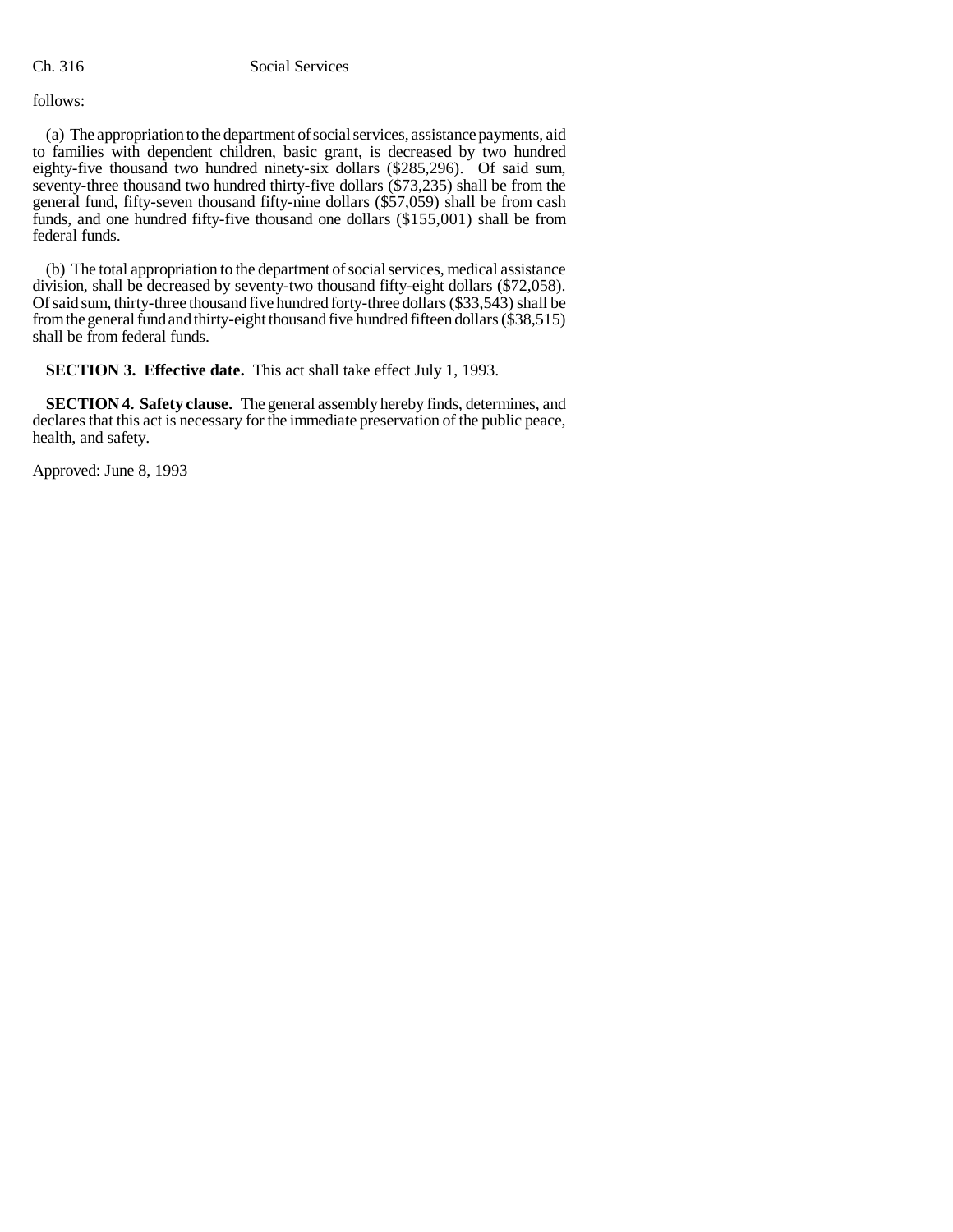follows:

(a) The appropriation to the department of social services, assistance payments, aid to families with dependent children, basic grant, is decreased by two hundred eighty-five thousand two hundred ninety-six dollars ($285,296). Of said sum, seventy-three thousand two hundred thirty-five dollars ($73,235) shall be from the general fund, fifty-seven thousand fifty-nine dollars ($57,059) shall be from cash funds, and one hundred fifty-five thousand one dollars ($155,001) shall be from federal funds.

(b) The total appropriation to the department of social services, medical assistance division, shall be decreased by seventy-two thousand fifty-eight dollars ($72,058). Of said sum, thirty-three thousand five hundred forty-three dollars ($33,543) shall be from the general fund and thirty-eight thousand five hundred fifteen dollars ($38,515) shall be from federal funds.

**SECTION 3. Effective date.** This act shall take effect July 1, 1993.

**SECTION 4. Safety clause.** The general assembly hereby finds, determines, and declares that this act is necessary for the immediate preservation of the public peace, health, and safety.

Approved: June 8, 1993